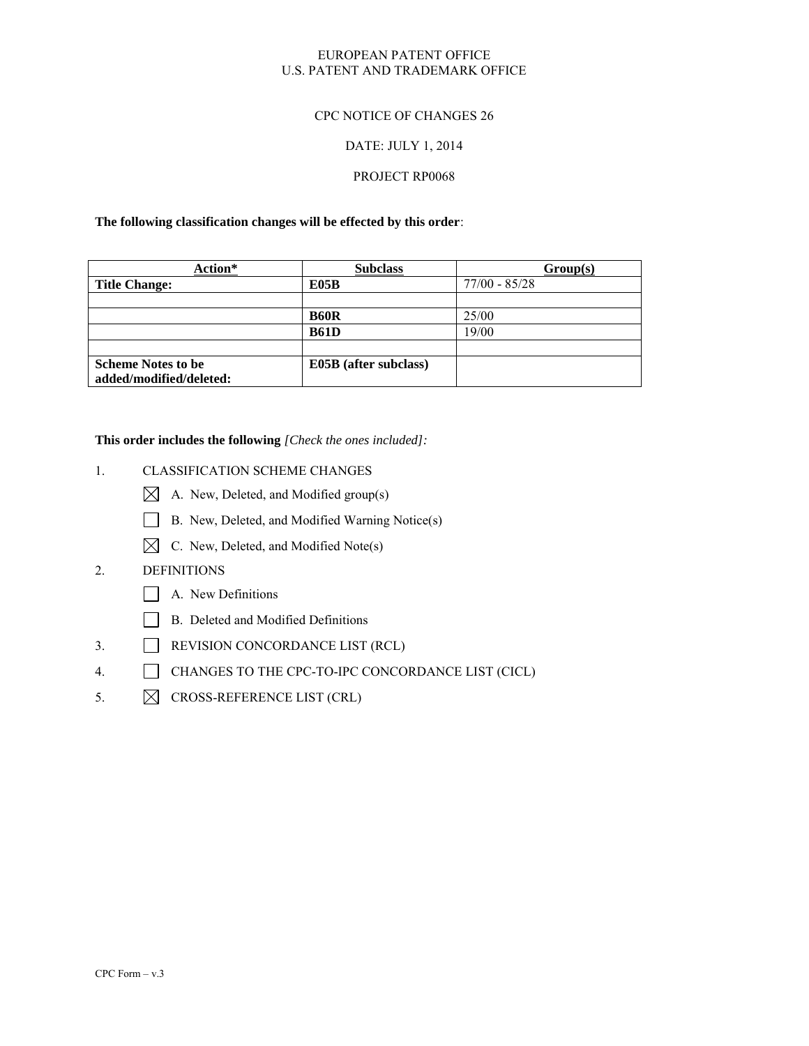EUROPEAN PATENT OFFICE
U.S. PATENT AND TRADEMARK OFFICE

CPC NOTICE OF CHANGES 26

DATE: JULY 1, 2014

PROJECT RP0068

**The following classification changes will be effected by this order**:

| Action* | Subclass | Group(s) |
|---|---|---|
| **Title Change:** | **E05B** | 77/00 - 85/28 |
| | | |
| | **B60R** | 25/00 |
| | **B61D** | 19/00 |
| | | |
| **Scheme Notes to be added/modified/deleted:** | **E05B (after subclass)** | |

**This order includes the following** *[Check the ones included]:*

1. CLASSIFICATION SCHEME CHANGES
   - ☒ A. New, Deleted, and Modified group(s)
   - ☐ B. New, Deleted, and Modified Warning Notice(s)
   - ☒ C. New, Deleted, and Modified Note(s)
2. DEFINITIONS
   - ☐ A. New Definitions
   - ☐ B. Deleted and Modified Definitions
3. ☐ REVISION CONCORDANCE LIST (RCL)
4. ☐ CHANGES TO THE CPC-TO-IPC CONCORDANCE LIST (CICL)
5. ☒ CROSS-REFERENCE LIST (CRL)

CPC Form – v.3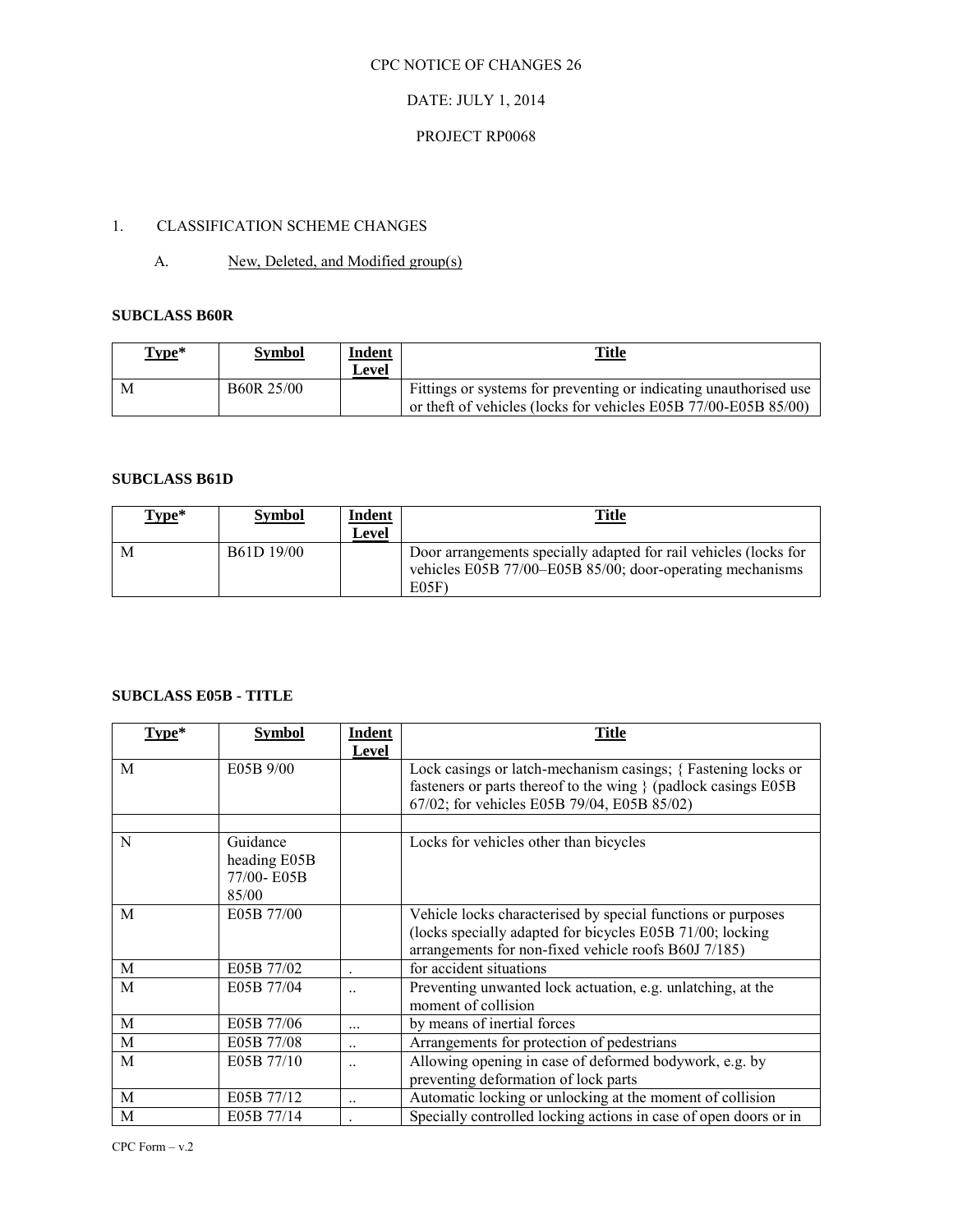CPC NOTICE OF CHANGES 26

DATE: JULY 1, 2014

PROJECT RP0068

1. CLASSIFICATION SCHEME CHANGES

A. New, Deleted, and Modified group(s)

**SUBCLASS B60R**

| Type* | Symbol | Indent Level | Title |
|---|---|---|---|
| M | B60R 25/00 | | Fittings or systems for preventing or indicating unauthorised use or theft of vehicles (locks for vehicles E05B 77/00-E05B 85/00) |

**SUBCLASS B61D**

| Type* | Symbol | Indent Level | Title |
|---|---|---|---|
| M | B61D 19/00 | | Door arrangements specially adapted for rail vehicles (locks for vehicles E05B 77/00–E05B 85/00; door-operating mechanisms E05F) |

**SUBCLASS E05B - TITLE**

| Type* | Symbol | Indent Level | Title |
|---|---|---|---|
| M | E05B 9/00 | | Lock casings or latch-mechanism casings; { Fastening locks or fasteners or parts thereof to the wing } (padlock casings E05B 67/02; for vehicles E05B 79/04, E05B 85/02) |
| | | | |
| N | Guidance heading E05B 77/00- E05B 85/00 | | Locks for vehicles other than bicycles |
| M | E05B 77/00 | | Vehicle locks characterised by special functions or purposes (locks specially adapted for bicycles E05B 71/00; locking arrangements for non-fixed vehicle roofs B60J 7/185) |
| M | E05B 77/02 | . | for accident situations |
| M | E05B 77/04 | .. | Preventing unwanted lock actuation, e.g. unlatching, at the moment of collision |
| M | E05B 77/06 | ... | by means of inertial forces |
| M | E05B 77/08 | .. | Arrangements for protection of pedestrians |
| M | E05B 77/10 | .. | Allowing opening in case of deformed bodywork, e.g. by preventing deformation of lock parts |
| M | E05B 77/12 | .. | Automatic locking or unlocking at the moment of collision |
| M | E05B 77/14 | . | Specially controlled locking actions in case of open doors or in |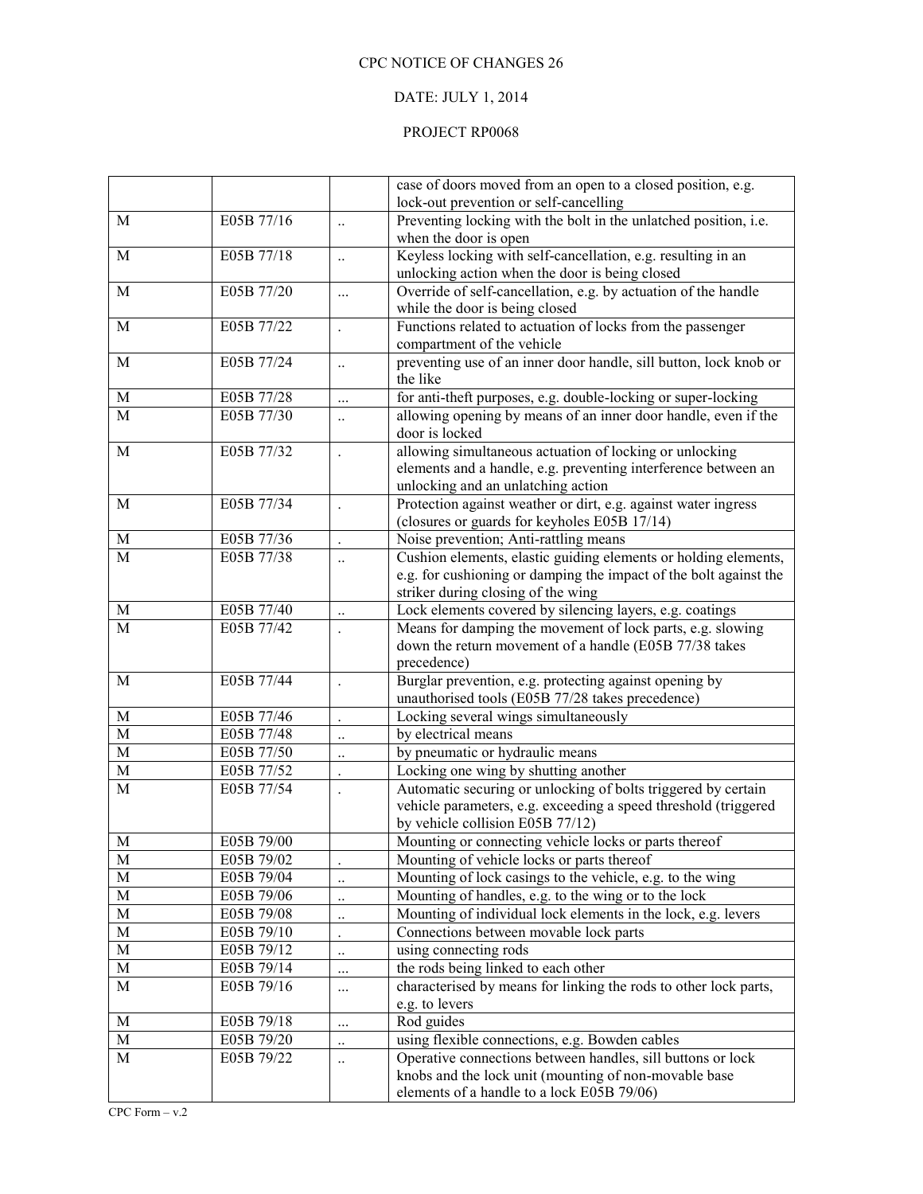CPC NOTICE OF CHANGES 26

DATE: JULY 1, 2014

PROJECT RP0068

| | | | |
|---|---|---|---|
| | | | case of doors moved from an open to a closed position, e.g. lock-out prevention or self-cancelling |
| M | E05B 77/16 | .. | Preventing locking with the bolt in the unlatched position, i.e. when the door is open |
| M | E05B 77/18 | .. | Keyless locking with self-cancellation, e.g. resulting in an unlocking action when the door is being closed |
| M | E05B 77/20 | ... | Override of self-cancellation, e.g. by actuation of the handle while the door is being closed |
| M | E05B 77/22 | . | Functions related to actuation of locks from the passenger compartment of the vehicle |
| M | E05B 77/24 | .. | preventing use of an inner door handle, sill button, lock knob or the like |
| M | E05B 77/28 | ... | for anti-theft purposes, e.g. double-locking or super-locking |
| M | E05B 77/30 | .. | allowing opening by means of an inner door handle, even if the door is locked |
| M | E05B 77/32 | . | allowing simultaneous actuation of locking or unlocking elements and a handle, e.g. preventing interference between an unlocking and an unlatching action |
| M | E05B 77/34 | . | Protection against weather or dirt, e.g. against water ingress (closures or guards for keyholes E05B 17/14) |
| M | E05B 77/36 | . | Noise prevention; Anti-rattling means |
| M | E05B 77/38 | .. | Cushion elements, elastic guiding elements or holding elements, e.g. for cushioning or damping the impact of the bolt against the striker during closing of the wing |
| M | E05B 77/40 | .. | Lock elements covered by silencing layers, e.g. coatings |
| M | E05B 77/42 | . | Means for damping the movement of lock parts, e.g. slowing down the return movement of a handle (E05B 77/38 takes precedence) |
| M | E05B 77/44 | . | Burglar prevention, e.g. protecting against opening by unauthorised tools (E05B 77/28 takes precedence) |
| M | E05B 77/46 | . | Locking several wings simultaneously |
| M | E05B 77/48 | .. | by electrical means |
| M | E05B 77/50 | .. | by pneumatic or hydraulic means |
| M | E05B 77/52 | . | Locking one wing by shutting another |
| M | E05B 77/54 | . | Automatic securing or unlocking of bolts triggered by certain vehicle parameters, e.g. exceeding a speed threshold (triggered by vehicle collision E05B 77/12) |
| M | E05B 79/00 | | Mounting or connecting vehicle locks or parts thereof |
| M | E05B 79/02 | . | Mounting of vehicle locks or parts thereof |
| M | E05B 79/04 | .. | Mounting of lock casings to the vehicle, e.g. to the wing |
| M | E05B 79/06 | .. | Mounting of handles, e.g. to the wing or to the lock |
| M | E05B 79/08 | .. | Mounting of individual lock elements in the lock, e.g. levers |
| M | E05B 79/10 | . | Connections between movable lock parts |
| M | E05B 79/12 | .. | using connecting rods |
| M | E05B 79/14 | ... | the rods being linked to each other |
| M | E05B 79/16 | ... | characterised by means for linking the rods to other lock parts, e.g. to levers |
| M | E05B 79/18 | ... | Rod guides |
| M | E05B 79/20 | .. | using flexible connections, e.g. Bowden cables |
| M | E05B 79/22 | .. | Operative connections between handles, sill buttons or lock knobs and the lock unit (mounting of non-movable base elements of a handle to a lock E05B 79/06) |

CPC Form – v.2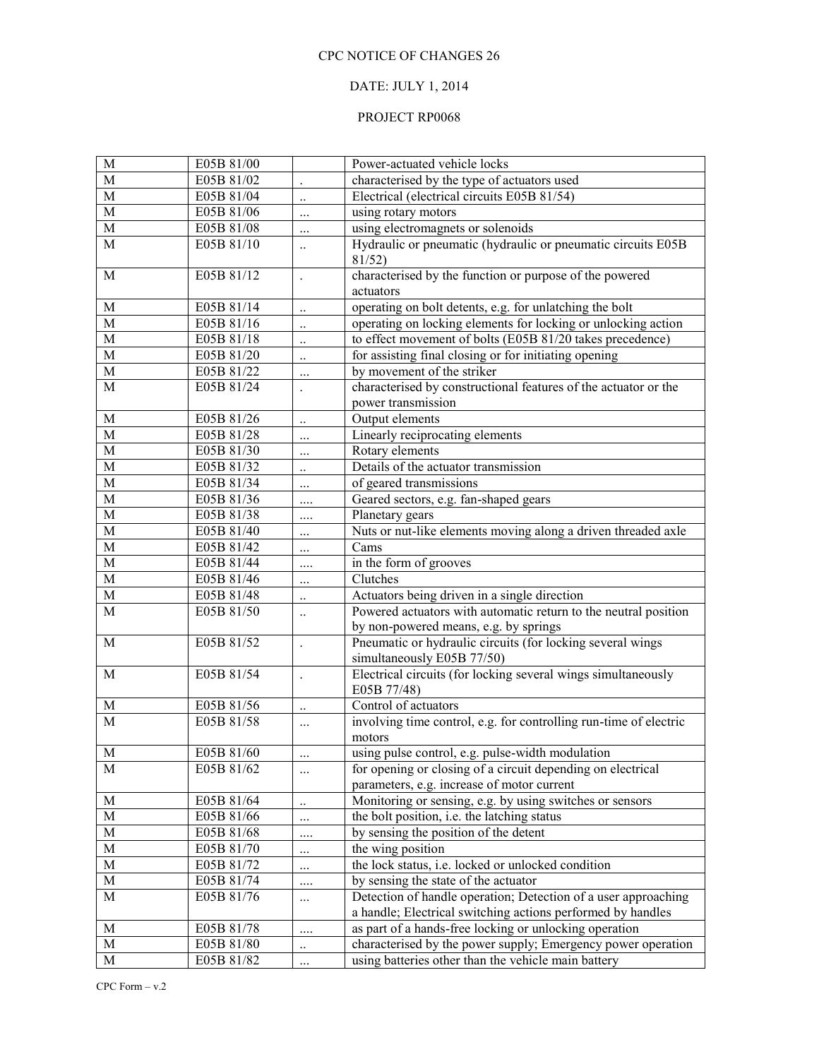CPC NOTICE OF CHANGES 26

DATE: JULY 1, 2014

PROJECT RP0068

| | | | |
|---|---|---|---|
| M | E05B 81/00 | | Power-actuated vehicle locks |
| M | E05B 81/02 | . | characterised by the type of actuators used |
| M | E05B 81/04 | .. | Electrical (electrical circuits E05B 81/54) |
| M | E05B 81/06 | ... | using rotary motors |
| M | E05B 81/08 | ... | using electromagnets or solenoids |
| M | E05B 81/10 | .. | Hydraulic or pneumatic (hydraulic or pneumatic circuits E05B 81/52) |
| M | E05B 81/12 | . | characterised by the function or purpose of the powered actuators |
| M | E05B 81/14 | .. | operating on bolt detents, e.g. for unlatching the bolt |
| M | E05B 81/16 | .. | operating on locking elements for locking or unlocking action |
| M | E05B 81/18 | .. | to effect movement of bolts (E05B 81/20 takes precedence) |
| M | E05B 81/20 | .. | for assisting final closing or for initiating opening |
| M | E05B 81/22 | ... | by movement of the striker |
| M | E05B 81/24 | . | characterised by constructional features of the actuator or the power transmission |
| M | E05B 81/26 | .. | Output elements |
| M | E05B 81/28 | ... | Linearly reciprocating elements |
| M | E05B 81/30 | ... | Rotary elements |
| M | E05B 81/32 | .. | Details of the actuator transmission |
| M | E05B 81/34 | ... | of geared transmissions |
| M | E05B 81/36 | .... | Geared sectors, e.g. fan-shaped gears |
| M | E05B 81/38 | .... | Planetary gears |
| M | E05B 81/40 | ... | Nuts or nut-like elements moving along a driven threaded axle |
| M | E05B 81/42 | ... | Cams |
| M | E05B 81/44 | .... | in the form of grooves |
| M | E05B 81/46 | ... | Clutches |
| M | E05B 81/48 | .. | Actuators being driven in a single direction |
| M | E05B 81/50 | .. | Powered actuators with automatic return to the neutral position by non-powered means, e.g. by springs |
| M | E05B 81/52 | . | Pneumatic or hydraulic circuits (for locking several wings simultaneously E05B 77/50) |
| M | E05B 81/54 | . | Electrical circuits (for locking several wings simultaneously E05B 77/48) |
| M | E05B 81/56 | .. | Control of actuators |
| M | E05B 81/58 | ... | involving time control, e.g. for controlling run-time of electric motors |
| M | E05B 81/60 | ... | using pulse control, e.g. pulse-width modulation |
| M | E05B 81/62 | ... | for opening or closing of a circuit depending on electrical parameters, e.g. increase of motor current |
| M | E05B 81/64 | .. | Monitoring or sensing, e.g. by using switches or sensors |
| M | E05B 81/66 | ... | the bolt position, i.e. the latching status |
| M | E05B 81/68 | .... | by sensing the position of the detent |
| M | E05B 81/70 | ... | the wing position |
| M | E05B 81/72 | ... | the lock status, i.e. locked or unlocked condition |
| M | E05B 81/74 | .... | by sensing the state of the actuator |
| M | E05B 81/76 | ... | Detection of handle operation; Detection of a user approaching a handle; Electrical switching actions performed by handles |
| M | E05B 81/78 | .... | as part of a hands-free locking or unlocking operation |
| M | E05B 81/80 | .. | characterised by the power supply; Emergency power operation |
| M | E05B 81/82 | ... | using batteries other than the vehicle main battery |

CPC Form – v.2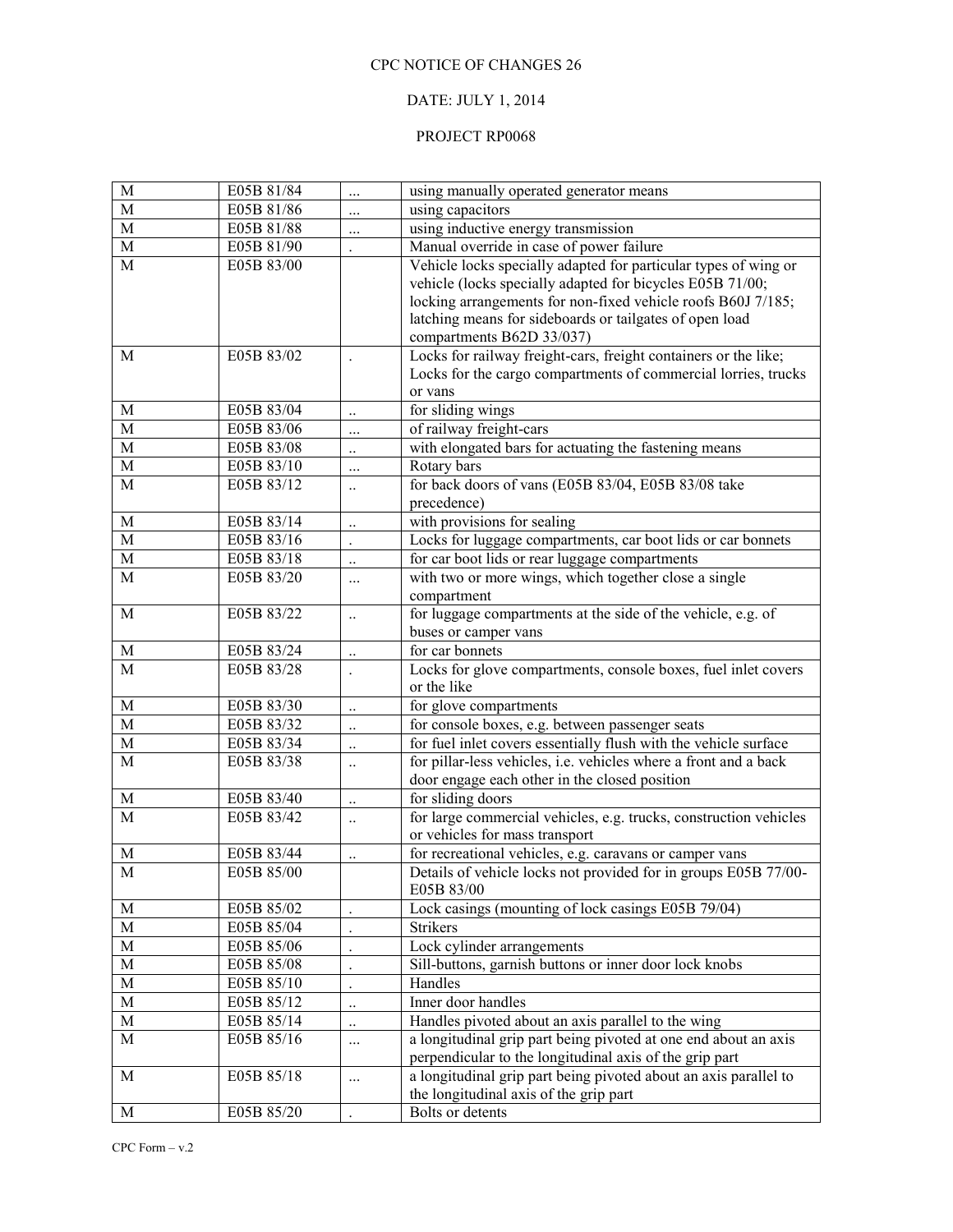CPC NOTICE OF CHANGES 26

DATE: JULY 1, 2014

PROJECT RP0068

| | | | |
|---|---|---|---|
| M | E05B 81/84 | ... | using manually operated generator means |
| M | E05B 81/86 | ... | using capacitors |
| M | E05B 81/88 | ... | using inductive energy transmission |
| M | E05B 81/90 | . | Manual override in case of power failure |
| M | E05B 83/00 | | Vehicle locks specially adapted for particular types of wing or vehicle (locks specially adapted for bicycles E05B 71/00; locking arrangements for non-fixed vehicle roofs B60J 7/185; latching means for sideboards or tailgates of open load compartments B62D 33/037) |
| M | E05B 83/02 | . | Locks for railway freight-cars, freight containers or the like; Locks for the cargo compartments of commercial lorries, trucks or vans |
| M | E05B 83/04 | .. | for sliding wings |
| M | E05B 83/06 | ... | of railway freight-cars |
| M | E05B 83/08 | .. | with elongated bars for actuating the fastening means |
| M | E05B 83/10 | ... | Rotary bars |
| M | E05B 83/12 | .. | for back doors of vans (E05B 83/04, E05B 83/08 take precedence) |
| M | E05B 83/14 | .. | with provisions for sealing |
| M | E05B 83/16 | . | Locks for luggage compartments, car boot lids or car bonnets |
| M | E05B 83/18 | .. | for car boot lids or rear luggage compartments |
| M | E05B 83/20 | ... | with two or more wings, which together close a single compartment |
| M | E05B 83/22 | .. | for luggage compartments at the side of the vehicle, e.g. of buses or camper vans |
| M | E05B 83/24 | .. | for car bonnets |
| M | E05B 83/28 | . | Locks for glove compartments, console boxes, fuel inlet covers or the like |
| M | E05B 83/30 | .. | for glove compartments |
| M | E05B 83/32 | .. | for console boxes, e.g. between passenger seats |
| M | E05B 83/34 | .. | for fuel inlet covers essentially flush with the vehicle surface |
| M | E05B 83/38 | .. | for pillar-less vehicles, i.e. vehicles where a front and a back door engage each other in the closed position |
| M | E05B 83/40 | .. | for sliding doors |
| M | E05B 83/42 | .. | for large commercial vehicles, e.g. trucks, construction vehicles or vehicles for mass transport |
| M | E05B 83/44 | .. | for recreational vehicles, e.g. caravans or camper vans |
| M | E05B 85/00 | | Details of vehicle locks not provided for in groups E05B 77/00-E05B 83/00 |
| M | E05B 85/02 | . | Lock casings (mounting of lock casings E05B 79/04) |
| M | E05B 85/04 | . | Strikers |
| M | E05B 85/06 | . | Lock cylinder arrangements |
| M | E05B 85/08 | . | Sill-buttons, garnish buttons or inner door lock knobs |
| M | E05B 85/10 | . | Handles |
| M | E05B 85/12 | .. | Inner door handles |
| M | E05B 85/14 | .. | Handles pivoted about an axis parallel to the wing |
| M | E05B 85/16 | ... | a longitudinal grip part being pivoted at one end about an axis perpendicular to the longitudinal axis of the grip part |
| M | E05B 85/18 | ... | a longitudinal grip part being pivoted about an axis parallel to the longitudinal axis of the grip part |
| M | E05B 85/20 | . | Bolts or detents |

CPC Form – v.2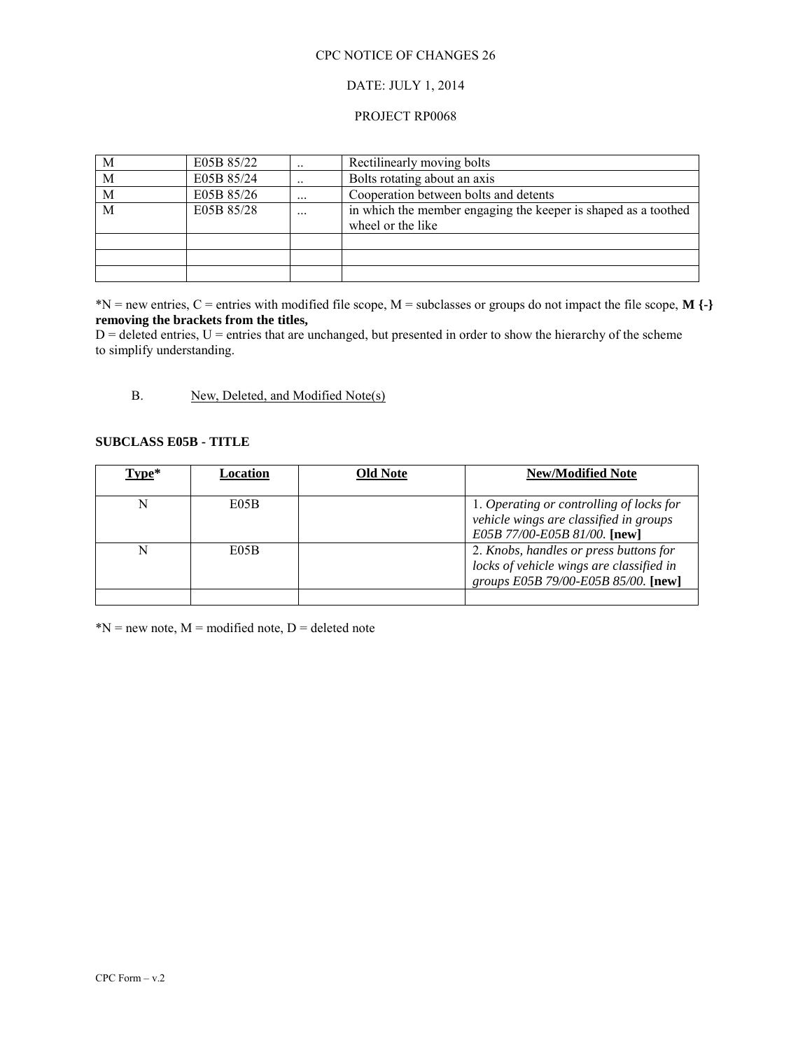CPC NOTICE OF CHANGES 26

DATE: JULY 1, 2014

PROJECT RP0068

| | | | |
|---|---|---|---|
| M | E05B 85/22 | .. | Rectilinearly moving bolts |
| M | E05B 85/24 | .. | Bolts rotating about an axis |
| M | E05B 85/26 | ... | Cooperation between bolts and detents |
| M | E05B 85/28 | ... | in which the member engaging the keeper is shaped as a toothed wheel or the like |
| | | | |
| | | | |
| | | | |

*N = new entries, C = entries with modified file scope, M = subclasses or groups do not impact the file scope, **M {-} removing the brackets from the titles,**
D = deleted entries, U = entries that are unchanged, but presented in order to show the hierarchy of the scheme to simplify understanding.

B. New, Deleted, and Modified Note(s)

**SUBCLASS E05B - TITLE**

| Type* | Location | Old Note | New/Modified Note |
|---|---|---|---|
| N | E05B | | 1. *Operating or controlling of locks for vehicle wings are classified in groups E05B 77/00-E05B 81/00.* **[new]** |
| N | E05B | | 2. *Knobs, handles or press buttons for locks of vehicle wings are classified in groups E05B 79/00-E05B 85/00.* **[new]** |
| | | | |

*N = new note, M = modified note, D = deleted note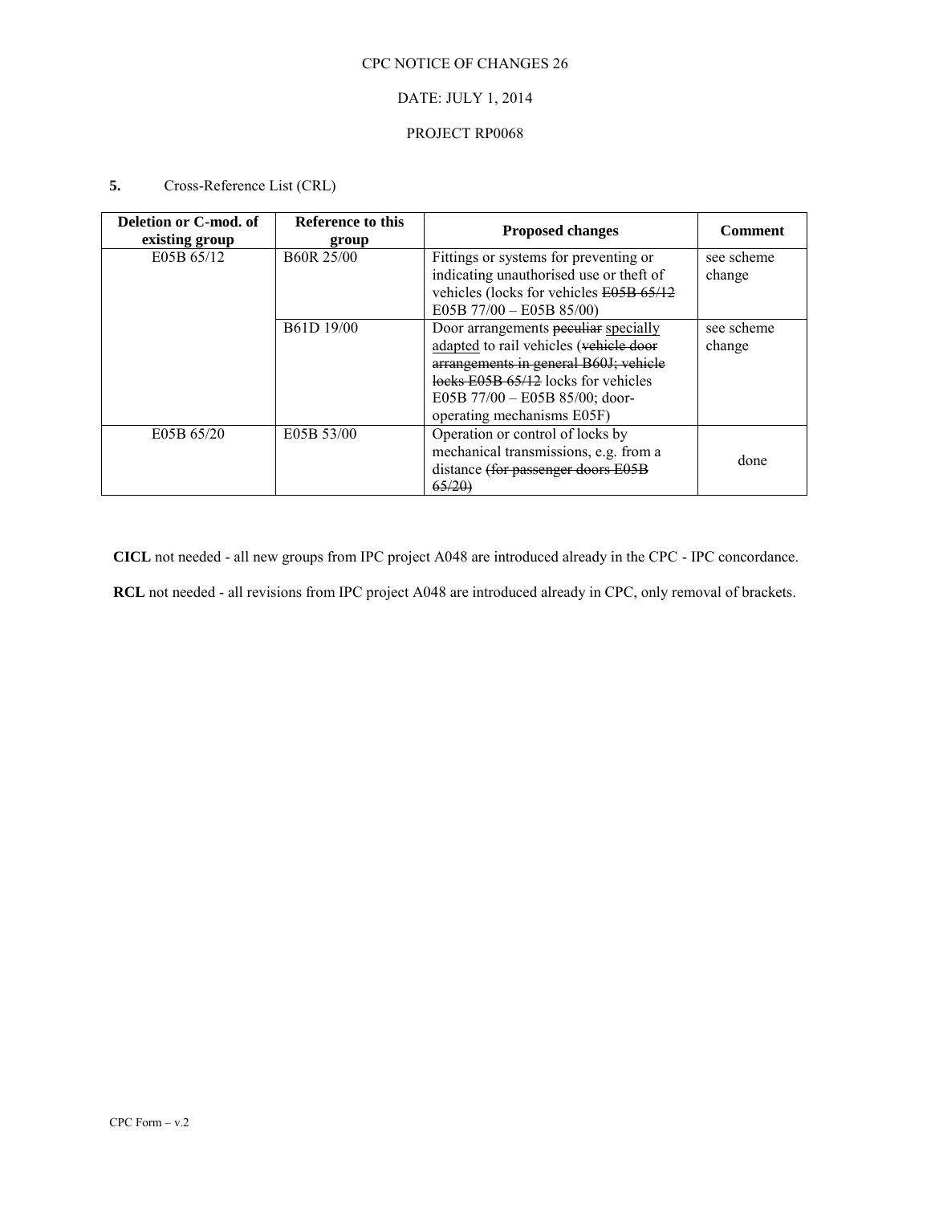CPC NOTICE OF CHANGES 26

DATE: JULY 1, 2014

PROJECT RP0068

**5.** Cross-Reference List (CRL)

| Deletion or C-mod. of existing group | Reference to this group | Proposed changes | Comment |
|---|---|---|---|
| E05B 65/12 | B60R 25/00 | Fittings or systems for preventing or indicating unauthorised use or theft of vehicles (locks for vehicles ~~E05B 65/12~~ E05B 77/00 – E05B 85/00) | see scheme change |
| | B61D 19/00 | Door arrangements ~~peculiar~~ <u>specially adapted</u> to rail vehicles (~~vehicle door arrangements in general B60J; vehicle locks E05B 65/12~~ locks for vehicles E05B 77/00 – E05B 85/00; door-operating mechanisms E05F) | see scheme change |
| E05B 65/20 | E05B 53/00 | Operation or control of locks by mechanical transmissions, e.g. from a distance ~~(for passenger doors E05B 65/20)~~ | done |

**CICL** not needed - all new groups from IPC project A048 are introduced already in the CPC - IPC concordance.

**RCL** not needed - all revisions from IPC project A048 are introduced already in CPC, only removal of brackets.

CPC Form – v.2